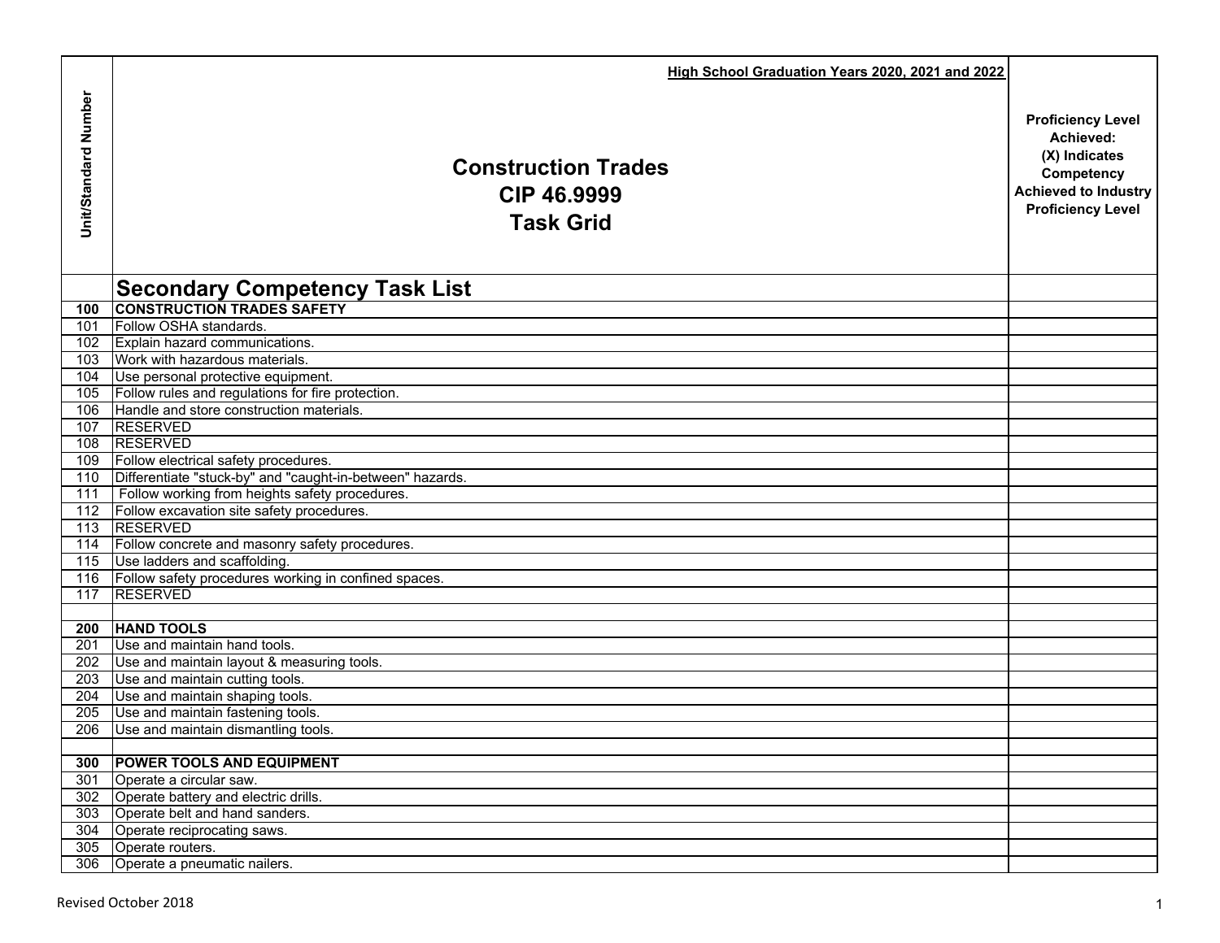| Unit/Standard Number | High School Graduation Years 2020, 2021 and 2022<br><br>**Construction Trades**<br>**CIP 46.9999**<br>**Task Grid** | Proficiency Level Achieved: (X) Indicates Competency Achieved to Industry Proficiency Level |
|---|---|---|
| | **Secondary Competency Task List** | |
| **100** | **CONSTRUCTION TRADES SAFETY** | |
| 101 | Follow OSHA standards. | |
| 102 | Explain hazard communications. | |
| 103 | Work with hazardous materials. | |
| 104 | Use personal protective equipment. | |
| 105 | Follow rules and regulations for fire protection. | |
| 106 | Handle and store construction materials. | |
| 107 | RESERVED | |
| 108 | RESERVED | |
| 109 | Follow electrical safety procedures. | |
| 110 | Differentiate "stuck-by" and "caught-in-between" hazards. | |
| 111 | Follow working from heights safety procedures. | |
| 112 | Follow excavation site safety procedures. | |
| 113 | RESERVED | |
| 114 | Follow concrete and masonry safety procedures. | |
| 115 | Use ladders and scaffolding. | |
| 116 | Follow safety procedures working in confined spaces. | |
| 117 | RESERVED | |
| | | |
| **200** | **HAND TOOLS** | |
| 201 | Use and maintain hand tools. | |
| 202 | Use and maintain layout & measuring tools. | |
| 203 | Use and maintain cutting tools. | |
| 204 | Use and maintain shaping tools. | |
| 205 | Use and maintain fastening tools. | |
| 206 | Use and maintain dismantling tools. | |
| | | |
| **300** | **POWER TOOLS AND EQUIPMENT** | |
| 301 | Operate a circular saw. | |
| 302 | Operate battery and electric drills. | |
| 303 | Operate belt and hand sanders. | |
| 304 | Operate reciprocating saws. | |
| 305 | Operate routers. | |
| 306 | Operate a pneumatic nailers. | |

Revised October 2018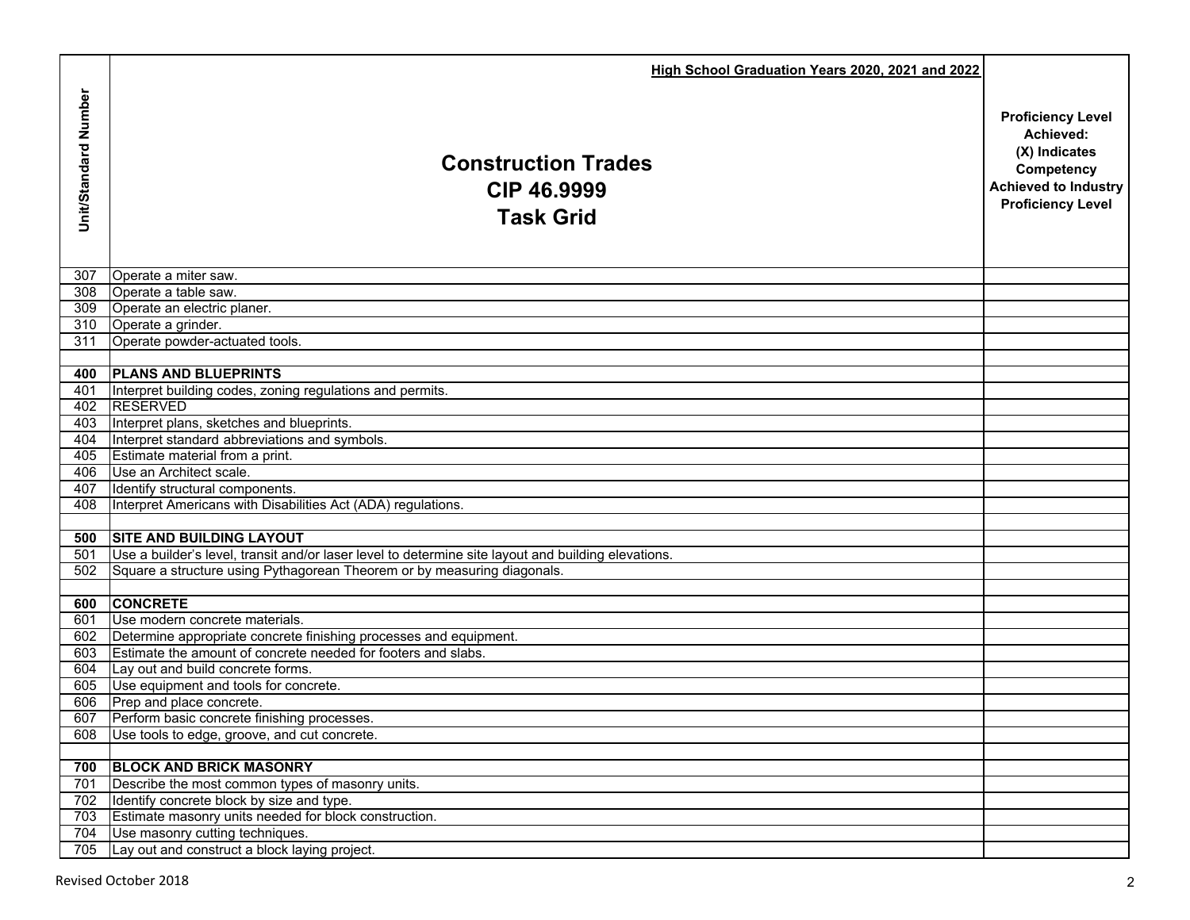| Unit/Standard Number | High School Graduation Years 2020, 2021 and 2022<br><br>**Construction Trades**<br>**CIP 46.9999**<br>**Task Grid** | **Proficiency Level Achieved: (X) Indicates Competency Achieved to Industry Proficiency Level** |
|---|---|---|
| 307 | Operate a miter saw. | |
| 308 | Operate a table saw. | |
| 309 | Operate an electric planer. | |
| 310 | Operate a grinder. | |
| 311 | Operate powder-actuated tools. | |
| | | |
| **400** | **PLANS AND BLUEPRINTS** | |
| 401 | Interpret building codes, zoning regulations and permits. | |
| 402 | RESERVED | |
| 403 | Interpret plans, sketches and blueprints. | |
| 404 | Interpret standard abbreviations and symbols. | |
| 405 | Estimate material from a print. | |
| 406 | Use an Architect scale. | |
| 407 | Identify structural components. | |
| 408 | Interpret Americans with Disabilities Act (ADA) regulations. | |
| | | |
| **500** | **SITE AND BUILDING LAYOUT** | |
| 501 | Use a builder's level, transit and/or laser level to determine site layout and building elevations. | |
| 502 | Square a structure using Pythagorean Theorem or by measuring diagonals. | |
| | | |
| **600** | **CONCRETE** | |
| 601 | Use modern concrete materials. | |
| 602 | Determine appropriate concrete finishing processes and equipment. | |
| 603 | Estimate the amount of concrete needed for footers and slabs. | |
| 604 | Lay out and build concrete forms. | |
| 605 | Use equipment and tools for concrete. | |
| 606 | Prep and place concrete. | |
| 607 | Perform basic concrete finishing processes. | |
| 608 | Use tools to edge, groove, and cut concrete. | |
| | | |
| **700** | **BLOCK AND BRICK MASONRY** | |
| 701 | Describe the most common types of masonry units. | |
| 702 | Identify concrete block by size and type. | |
| 703 | Estimate masonry units needed for block construction. | |
| 704 | Use masonry cutting techniques. | |
| 705 | Lay out and construct a block laying project. | |

Revised October 2018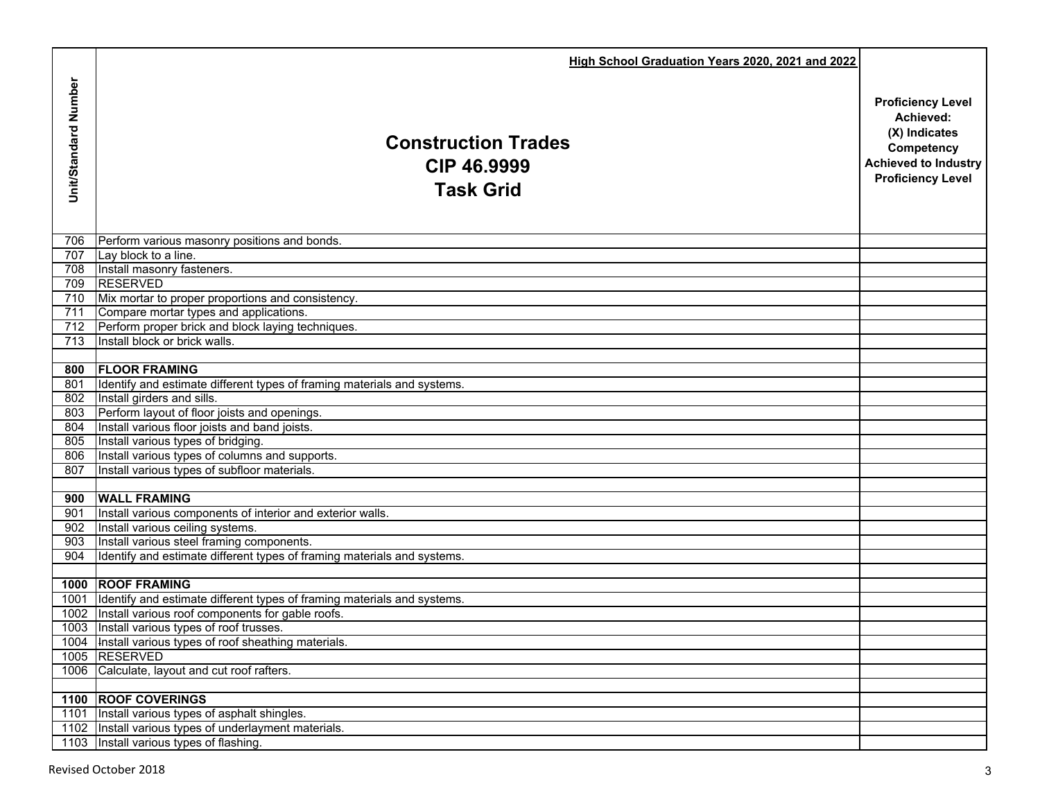| Unit/Standard Number | High School Graduation Years 2020, 2021 and 2022<br><br>**Construction Trades**<br>**CIP 46.9999**<br>**Task Grid** | **Proficiency Level Achieved: (X) Indicates Competency Achieved to Industry Proficiency Level** |
|---|---|---|
| 706 | Perform various masonry positions and bonds. | |
| 707 | Lay block to a line. | |
| 708 | Install masonry fasteners. | |
| 709 | RESERVED | |
| 710 | Mix mortar to proper proportions and consistency. | |
| 711 | Compare mortar types and applications. | |
| 712 | Perform proper brick and block laying techniques. | |
| 713 | Install block or brick walls. | |
| | | |
| **800** | **FLOOR FRAMING** | |
| 801 | Identify and estimate different types of framing materials and systems. | |
| 802 | Install girders and sills. | |
| 803 | Perform layout of floor joists and openings. | |
| 804 | Install various floor joists and band joists. | |
| 805 | Install various types of bridging. | |
| 806 | Install various types of columns and supports. | |
| 807 | Install various types of subfloor materials. | |
| | | |
| **900** | **WALL FRAMING** | |
| 901 | Install various components of interior and exterior walls. | |
| 902 | Install various ceiling systems. | |
| 903 | Install various steel framing components. | |
| 904 | Identify and estimate different types of framing materials and systems. | |
| | | |
| **1000** | **ROOF FRAMING** | |
| 1001 | Identify and estimate different types of framing materials and systems. | |
| 1002 | Install various roof components for gable roofs. | |
| 1003 | Install various types of roof trusses. | |
| 1004 | Install various types of roof sheathing materials. | |
| 1005 | RESERVED | |
| 1006 | Calculate, layout and cut roof rafters. | |
| | | |
| **1100** | **ROOF COVERINGS** | |
| 1101 | Install various types of asphalt shingles. | |
| 1102 | Install various types of underlayment materials. | |
| 1103 | Install various types of flashing. | |

Revised October 2018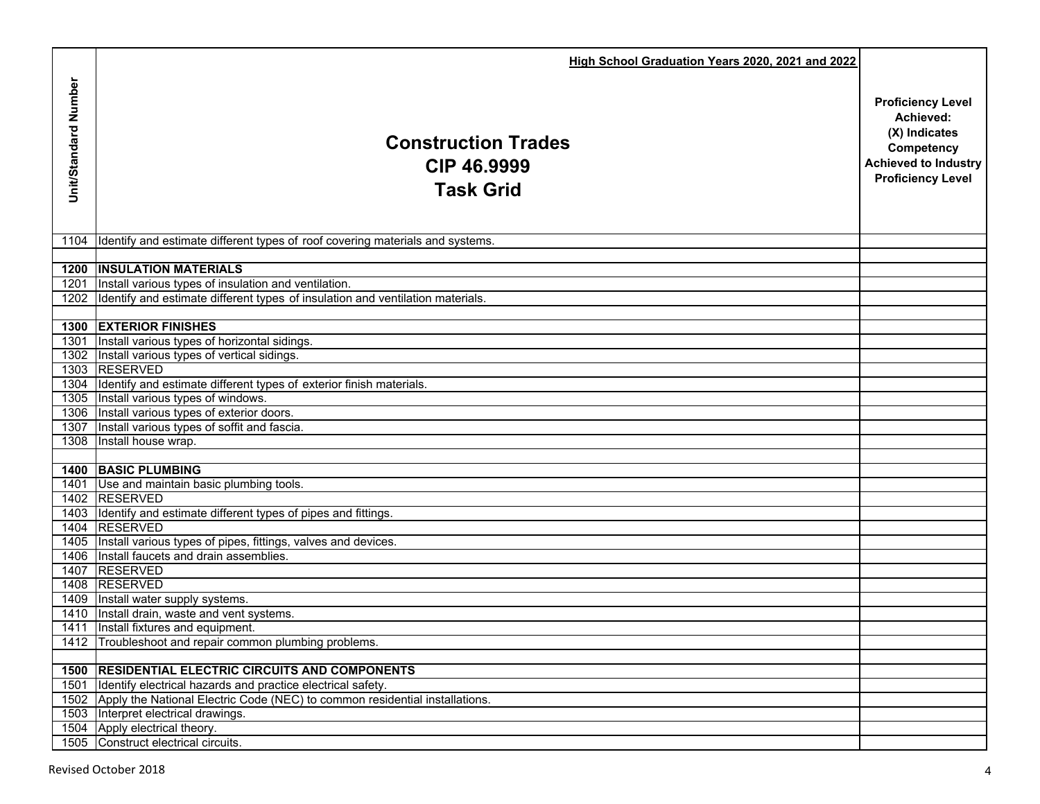| Unit/Standard Number | High School Graduation Years 2020, 2021 and 2022<br><br>**Construction Trades**<br>**CIP 46.9999**<br>**Task Grid** | **Proficiency Level Achieved: (X) Indicates Competency Achieved to Industry Proficiency Level** |
|---|---|---|
| 1104 | Identify and estimate different types of roof covering materials and systems. | |
| | | |
| **1200** | **INSULATION MATERIALS** | |
| 1201 | Install various types of insulation and ventilation. | |
| 1202 | Identify and estimate different types of insulation and ventilation materials. | |
| | | |
| **1300** | **EXTERIOR FINISHES** | |
| 1301 | Install various types of horizontal sidings. | |
| 1302 | Install various types of vertical sidings. | |
| 1303 | RESERVED | |
| 1304 | Identify and estimate different types of exterior finish materials. | |
| 1305 | Install various types of windows. | |
| 1306 | Install various types of exterior doors. | |
| 1307 | Install various types of soffit and fascia. | |
| 1308 | Install house wrap. | |
| | | |
| **1400** | **BASIC PLUMBING** | |
| 1401 | Use and maintain basic plumbing tools. | |
| 1402 | RESERVED | |
| 1403 | Identify and estimate different types of pipes and fittings. | |
| 1404 | RESERVED | |
| 1405 | Install various types of pipes, fittings, valves and devices. | |
| 1406 | Install faucets and drain assemblies. | |
| 1407 | RESERVED | |
| 1408 | RESERVED | |
| 1409 | Install water supply systems. | |
| 1410 | Install drain, waste and vent systems. | |
| 1411 | Install fixtures and equipment. | |
| 1412 | Troubleshoot and repair common plumbing problems. | |
| | | |
| **1500** | **RESIDENTIAL ELECTRIC CIRCUITS AND COMPONENTS** | |
| 1501 | Identify electrical hazards and practice electrical safety. | |
| 1502 | Apply the National Electric Code (NEC) to common residential installations. | |
| 1503 | Interpret electrical drawings. | |
| 1504 | Apply electrical theory. | |
| 1505 | Construct electrical circuits. | |

Revised October 2018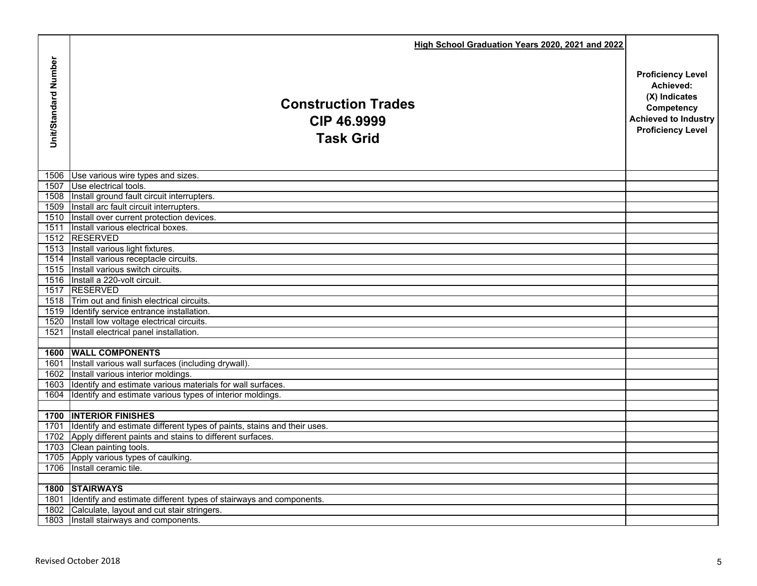| Unit/Standard Number | High School Graduation Years 2020, 2021 and 2022<br><br>**Construction Trades**<br>**CIP 46.9999**<br>**Task Grid** | **Proficiency Level Achieved: (X) Indicates Competency Achieved to Industry Proficiency Level** |
|---|---|---|
| 1506 | Use various wire types and sizes. | |
| 1507 | Use electrical tools. | |
| 1508 | Install ground fault circuit interrupters. | |
| 1509 | Install arc fault circuit interrupters. | |
| 1510 | Install over current protection devices. | |
| 1511 | Install various electrical boxes. | |
| 1512 | RESERVED | |
| 1513 | Install various light fixtures. | |
| 1514 | Install various receptacle circuits. | |
| 1515 | Install various switch circuits. | |
| 1516 | Install a 220-volt circuit. | |
| 1517 | RESERVED | |
| 1518 | Trim out and finish electrical circuits. | |
| 1519 | Identify service entrance installation. | |
| 1520 | Install low voltage electrical circuits. | |
| 1521 | Install electrical panel installation. | |
| | | |
| **1600** | **WALL COMPONENTS** | |
| 1601 | Install various wall surfaces (including drywall). | |
| 1602 | Install various interior moldings. | |
| 1603 | Identify and estimate various materials for wall surfaces. | |
| 1604 | Identify and estimate various types of interior moldings. | |
| | | |
| **1700** | **INTERIOR FINISHES** | |
| 1701 | Identify and estimate different types of paints, stains and their uses. | |
| 1702 | Apply different paints and stains to different surfaces. | |
| 1703 | Clean painting tools. | |
| 1705 | Apply various types of caulking. | |
| 1706 | Install ceramic tile. | |
| | | |
| **1800** | **STAIRWAYS** | |
| 1801 | Identify and estimate different types of stairways and components. | |
| 1802 | Calculate, layout and cut stair stringers. | |
| 1803 | Install stairways and components. | |

Revised October 2018